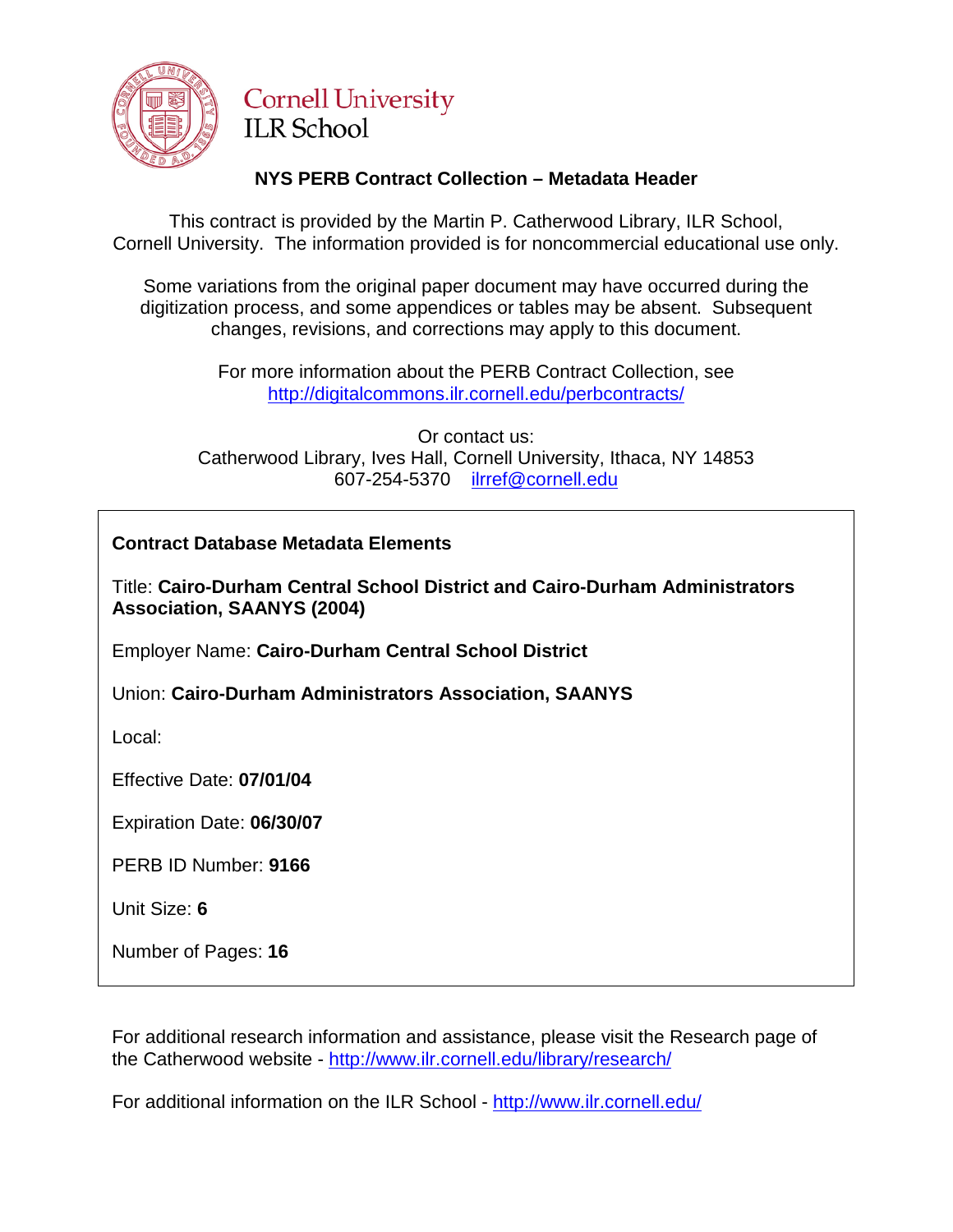Cornell University
ILR School

## NYS PERB Contract Collection – Metadata Header

This contract is provided by the Martin P. Catherwood Library, ILR School, Cornell University. The information provided is for noncommercial educational use only.

Some variations from the original paper document may have occurred during the digitization process, and some appendices or tables may be absent. Subsequent changes, revisions, and corrections may apply to this document.

For more information about the PERB Contract Collection, see http://digitalcommons.ilr.cornell.edu/perbcontracts/

Or contact us:
Catherwood Library, Ives Hall, Cornell University, Ithaca, NY 14853
607-254-5370 ilrref@cornell.edu

**Contract Database Metadata Elements**

Title: **Cairo-Durham Central School District and Cairo-Durham Administrators Association, SAANYS (2004)**

Employer Name: **Cairo-Durham Central School District**

Union: **Cairo-Durham Administrators Association, SAANYS**

Local:

Effective Date: **07/01/04**

Expiration Date: **06/30/07**

PERB ID Number: **9166**

Unit Size: **6**

Number of Pages: **16**

For additional research information and assistance, please visit the Research page of the Catherwood website - http://www.ilr.cornell.edu/library/research/

For additional information on the ILR School - http://www.ilr.cornell.edu/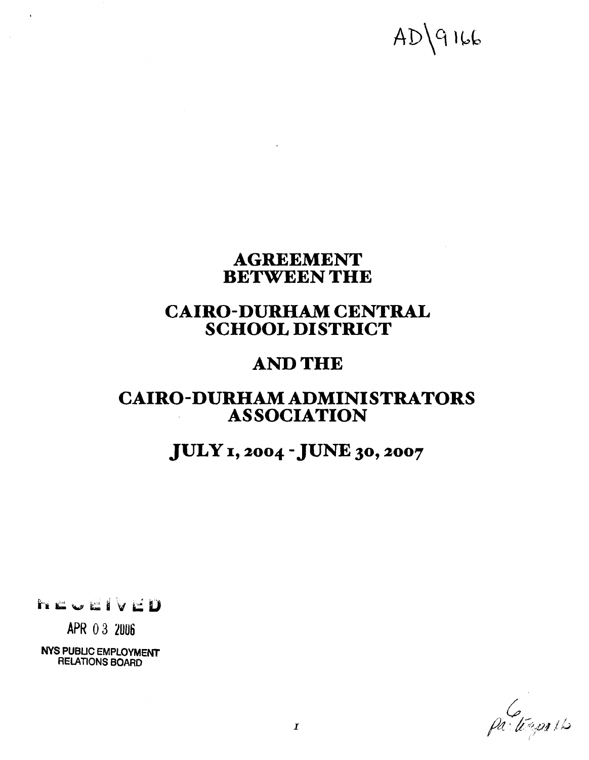AD\9166

# AGREEMENT BETWEEN THE

# CAIRO-DURHAM CENTRAL SCHOOL DISTRICT

# AND THE

# CAIRO-DURHAM ADMINISTRATORS ASSOCIATION

# JULY 1, 2004 - JUNE 30, 2007

RECEIVED

APR 03 2006

NYS PUBLIC EMPLOYMENT RELATIONS BOARD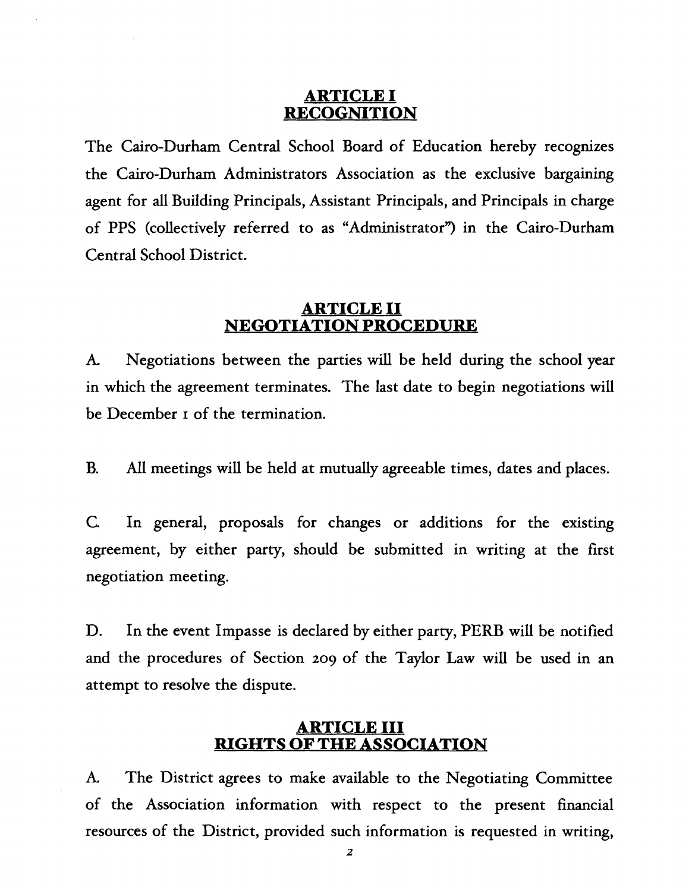## ARTICLE I
## RECOGNITION

The Cairo-Durham Central School Board of Education hereby recognizes the Cairo-Durham Administrators Association as the exclusive bargaining agent for all Building Principals, Assistant Principals, and Principals in charge of PPS (collectively referred to as "Administrator") in the Cairo-Durham Central School District.

## ARTICLE II
## NEGOTIATION PROCEDURE

A. Negotiations between the parties will be held during the school year in which the agreement terminates. The last date to begin negotiations will be December 1 of the termination.

B. All meetings will be held at mutually agreeable times, dates and places.

C. In general, proposals for changes or additions for the existing agreement, by either party, should be submitted in writing at the first negotiation meeting.

D. In the event Impasse is declared by either party, PERB will be notified and the procedures of Section 209 of the Taylor Law will be used in an attempt to resolve the dispute.

## ARTICLE III
## RIGHTS OF THE ASSOCIATION

A. The District agrees to make available to the Negotiating Committee of the Association information with respect to the present financial resources of the District, provided such information is requested in writing,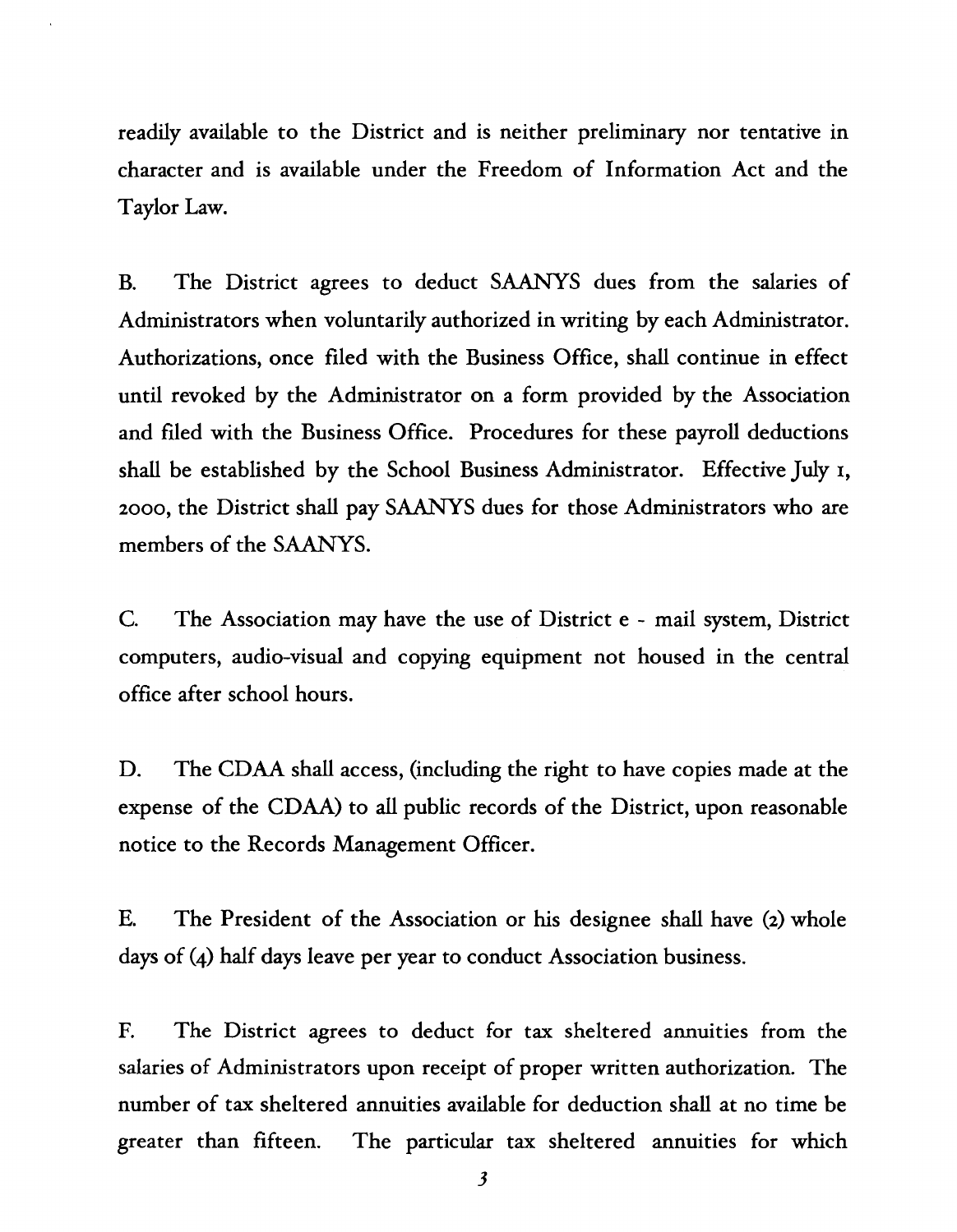readily available to the District and is neither preliminary nor tentative in character and is available under the Freedom of Information Act and the Taylor Law.

B. The District agrees to deduct SAANYS dues from the salaries of Administrators when voluntarily authorized in writing by each Administrator. Authorizations, once filed with the Business Office, shall continue in effect until revoked by the Administrator on a form provided by the Association and filed with the Business Office. Procedures for these payroll deductions shall be established by the School Business Administrator. Effective July 1, 2000, the District shall pay SAANYS dues for those Administrators who are members of the SAANYS.

C. The Association may have the use of District e - mail system, District computers, audio-visual and copying equipment not housed in the central office after school hours.

D. The CDAA shall access, (including the right to have copies made at the expense of the CDAA) to all public records of the District, upon reasonable notice to the Records Management Officer.

E. The President of the Association or his designee shall have (2) whole days of (4) half days leave per year to conduct Association business.

F. The District agrees to deduct for tax sheltered annuities from the salaries of Administrators upon receipt of proper written authorization. The number of tax sheltered annuities available for deduction shall at no time be greater than fifteen. The particular tax sheltered annuities for which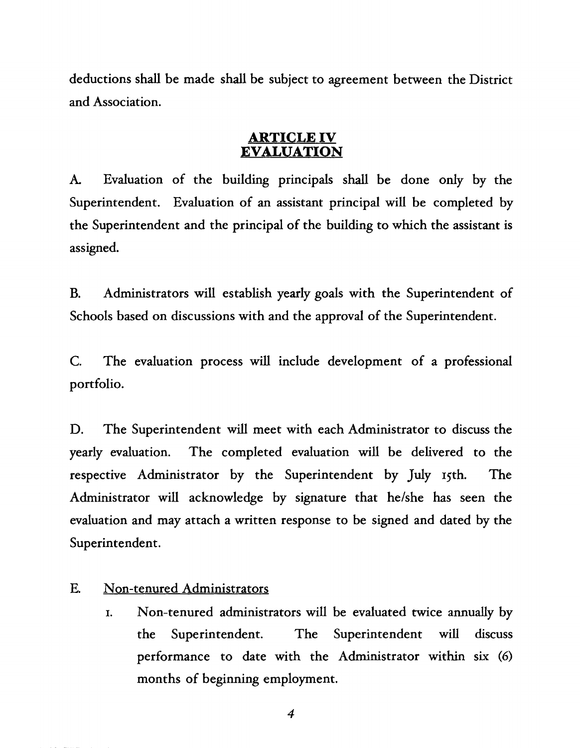deductions shall be made shall be subject to agreement between the District and Association.

## ARTICLE IV
## EVALUATION

A. Evaluation of the building principals shall be done only by the Superintendent. Evaluation of an assistant principal will be completed by the Superintendent and the principal of the building to which the assistant is assigned.

B. Administrators will establish yearly goals with the Superintendent of Schools based on discussions with and the approval of the Superintendent.

C. The evaluation process will include development of a professional portfolio.

D. The Superintendent will meet with each Administrator to discuss the yearly evaluation. The completed evaluation will be delivered to the respective Administrator by the Superintendent by July 15th. The Administrator will acknowledge by signature that he/she has seen the evaluation and may attach a written response to be signed and dated by the Superintendent.

E. Non-tenured Administrators

1. Non-tenured administrators will be evaluated twice annually by the Superintendent. The Superintendent will discuss performance to date with the Administrator within six (6) months of beginning employment.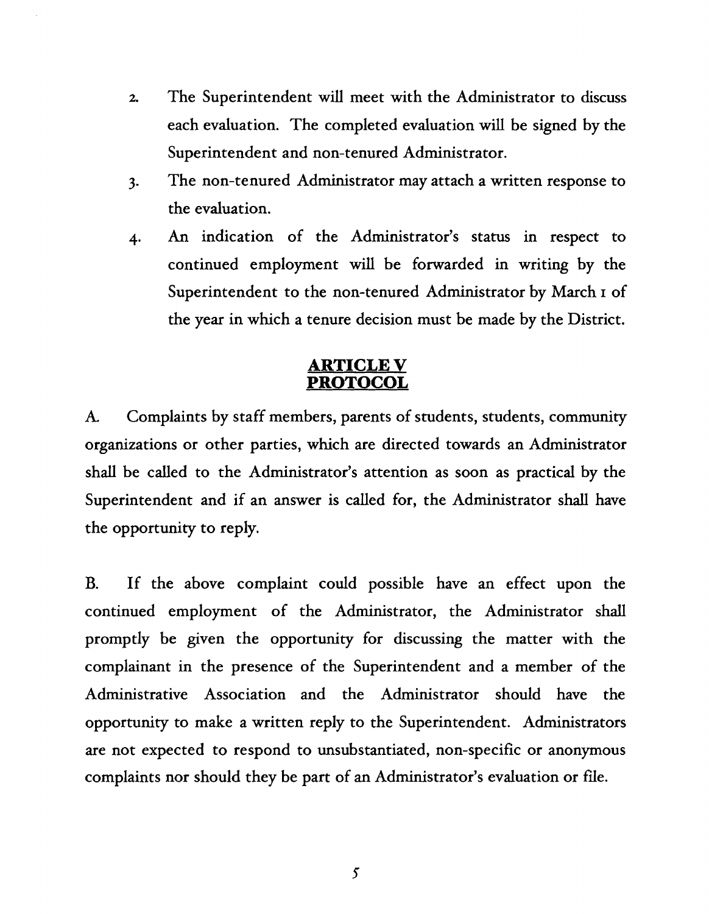2. The Superintendent will meet with the Administrator to discuss each evaluation. The completed evaluation will be signed by the Superintendent and non-tenured Administrator.
3. The non-tenured Administrator may attach a written response to the evaluation.
4. An indication of the Administrator's status in respect to continued employment will be forwarded in writing by the Superintendent to the non-tenured Administrator by March 1 of the year in which a tenure decision must be made by the District.

## ARTICLE V
## PROTOCOL

A. Complaints by staff members, parents of students, students, community organizations or other parties, which are directed towards an Administrator shall be called to the Administrator's attention as soon as practical by the Superintendent and if an answer is called for, the Administrator shall have the opportunity to reply.

B. If the above complaint could possible have an effect upon the continued employment of the Administrator, the Administrator shall promptly be given the opportunity for discussing the matter with the complainant in the presence of the Superintendent and a member of the Administrative Association and the Administrator should have the opportunity to make a written reply to the Superintendent. Administrators are not expected to respond to unsubstantiated, non-specific or anonymous complaints nor should they be part of an Administrator's evaluation or file.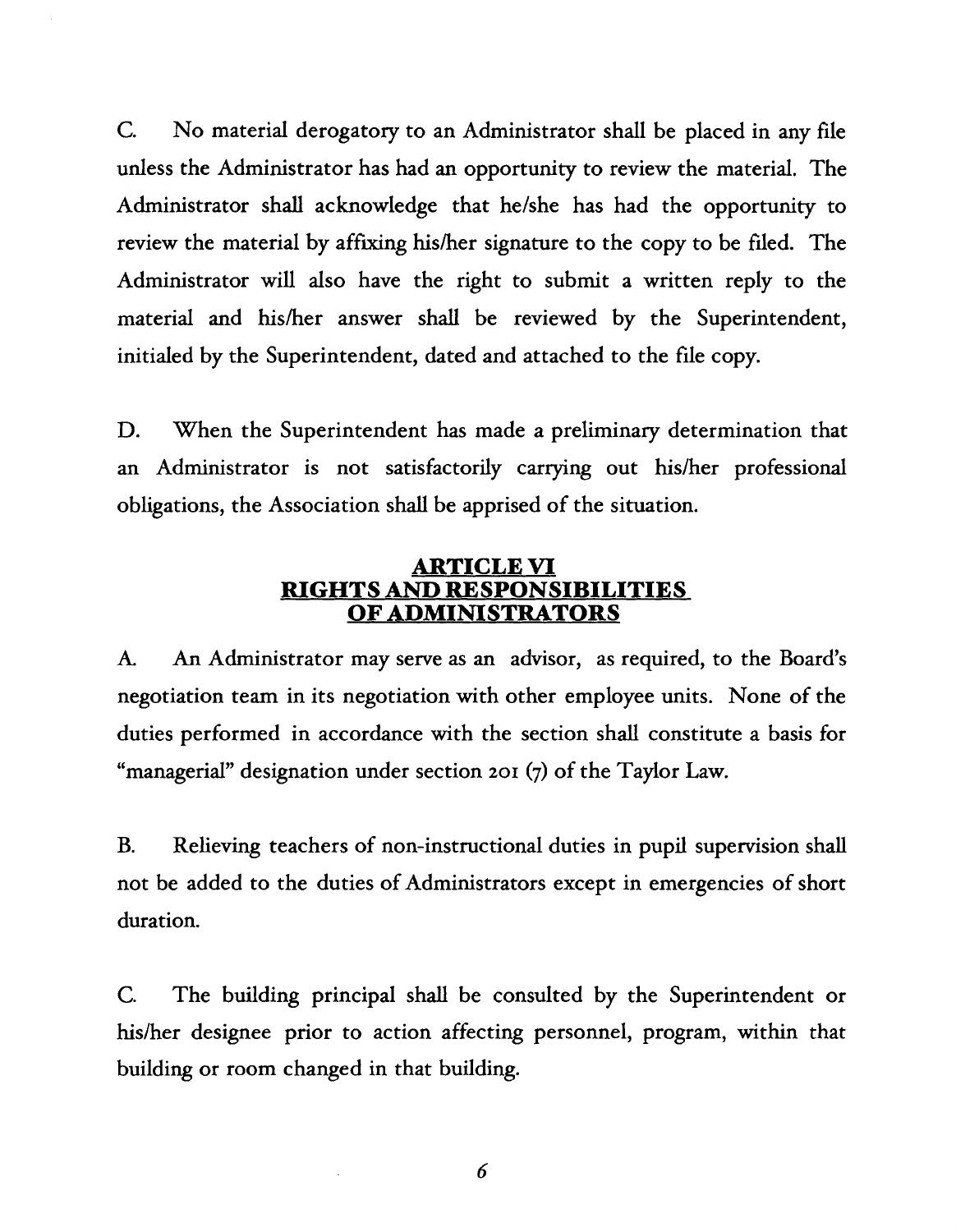C. No material derogatory to an Administrator shall be placed in any file unless the Administrator has had an opportunity to review the material. The Administrator shall acknowledge that he/she has had the opportunity to review the material by affixing his/her signature to the copy to be filed. The Administrator will also have the right to submit a written reply to the material and his/her answer shall be reviewed by the Superintendent, initialed by the Superintendent, dated and attached to the file copy.

D. When the Superintendent has made a preliminary determination that an Administrator is not satisfactorily carrying out his/her professional obligations, the Association shall be apprised of the situation.

## ARTICLE VI
## RIGHTS AND RESPONSIBILITIES OF ADMINISTRATORS

A. An Administrator may serve as an advisor, as required, to the Board's negotiation team in its negotiation with other employee units. None of the duties performed in accordance with the section shall constitute a basis for "managerial" designation under section 201 (7) of the Taylor Law.

B. Relieving teachers of non-instructional duties in pupil supervision shall not be added to the duties of Administrators except in emergencies of short duration.

C. The building principal shall be consulted by the Superintendent or his/her designee prior to action affecting personnel, program, within that building or room changed in that building.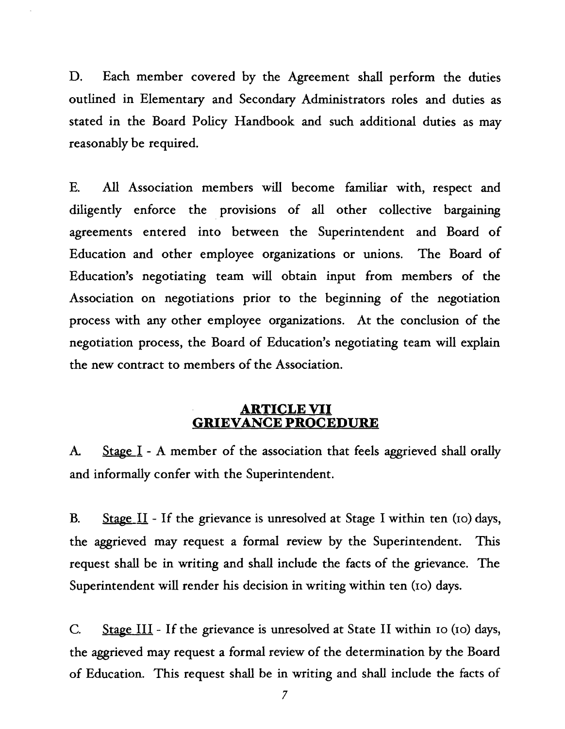D. Each member covered by the Agreement shall perform the duties outlined in Elementary and Secondary Administrators roles and duties as stated in the Board Policy Handbook and such additional duties as may reasonably be required.

E. All Association members will become familiar with, respect and diligently enforce the provisions of all other collective bargaining agreements entered into between the Superintendent and Board of Education and other employee organizations or unions. The Board of Education's negotiating team will obtain input from members of the Association on negotiations prior to the beginning of the negotiation process with any other employee organizations. At the conclusion of the negotiation process, the Board of Education's negotiating team will explain the new contract to members of the Association.

## ARTICLE VII
## GRIEVANCE PROCEDURE

A. Stage I - A member of the association that feels aggrieved shall orally and informally confer with the Superintendent.

B. Stage II - If the grievance is unresolved at Stage I within ten (10) days, the aggrieved may request a formal review by the Superintendent. This request shall be in writing and shall include the facts of the grievance. The Superintendent will render his decision in writing within ten (10) days.

C. Stage III - If the grievance is unresolved at State II within 10 (10) days, the aggrieved may request a formal review of the determination by the Board of Education. This request shall be in writing and shall include the facts of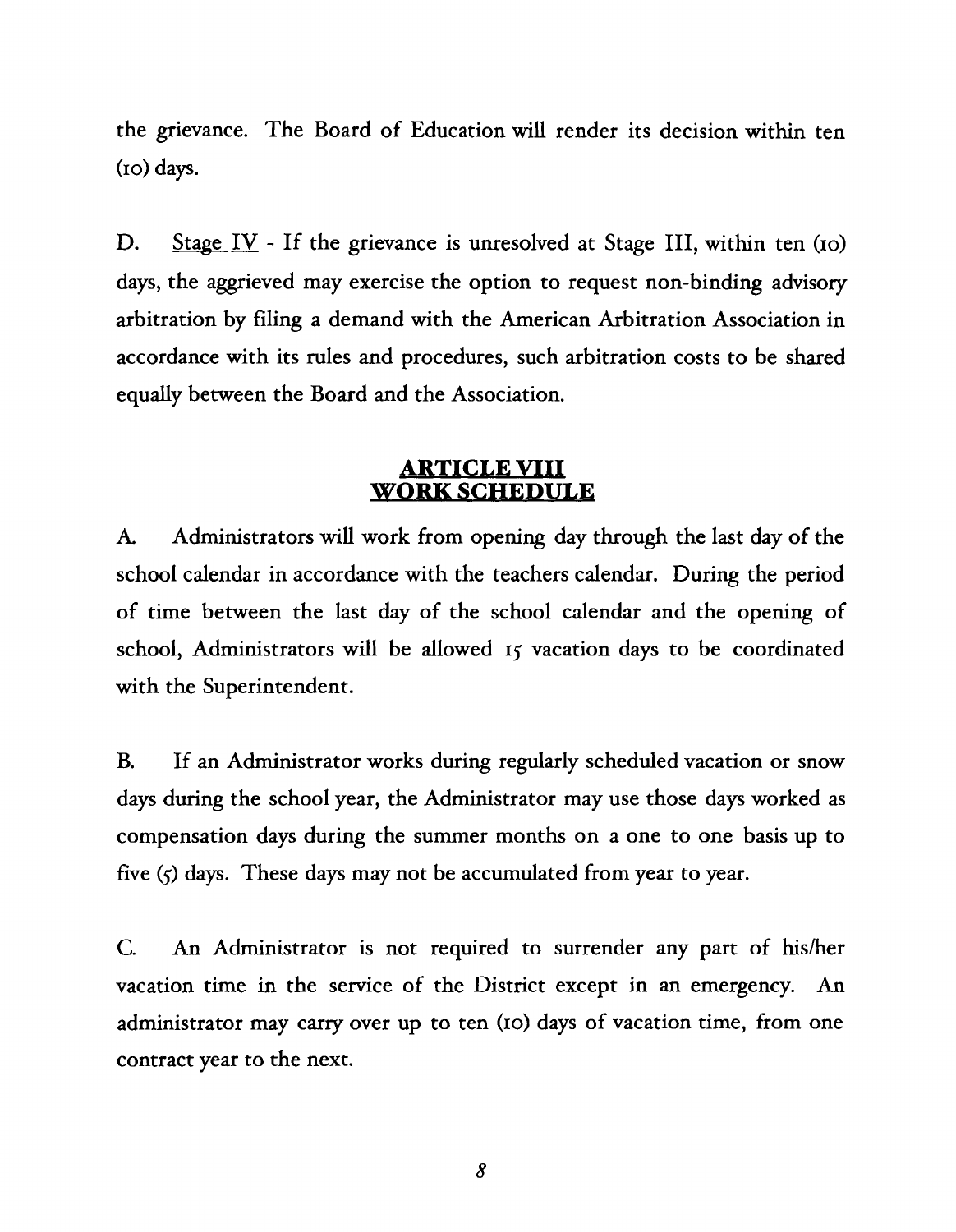the grievance. The Board of Education will render its decision within ten (10) days.

D. Stage IV - If the grievance is unresolved at Stage III, within ten (10) days, the aggrieved may exercise the option to request non-binding advisory arbitration by filing a demand with the American Arbitration Association in accordance with its rules and procedures, such arbitration costs to be shared equally between the Board and the Association.

## ARTICLE VIII
## WORK SCHEDULE

A. Administrators will work from opening day through the last day of the school calendar in accordance with the teachers calendar. During the period of time between the last day of the school calendar and the opening of school, Administrators will be allowed 15 vacation days to be coordinated with the Superintendent.

B. If an Administrator works during regularly scheduled vacation or snow days during the school year, the Administrator may use those days worked as compensation days during the summer months on a one to one basis up to five (5) days. These days may not be accumulated from year to year.

C. An Administrator is not required to surrender any part of his/her vacation time in the service of the District except in an emergency. An administrator may carry over up to ten (10) days of vacation time, from one contract year to the next.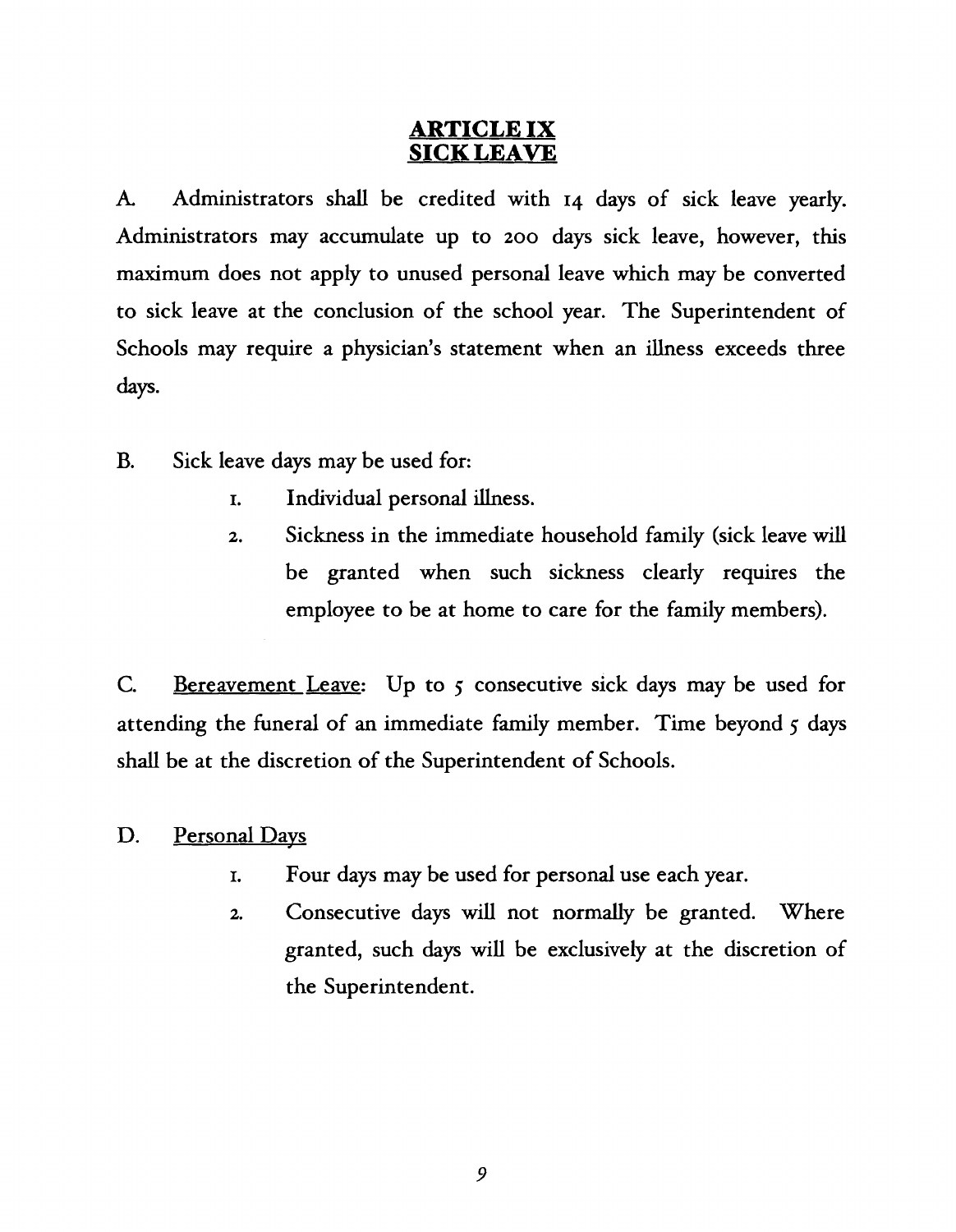# ARTICLE IX
# SICK LEAVE

A. Administrators shall be credited with 14 days of sick leave yearly. Administrators may accumulate up to 200 days sick leave, however, this maximum does not apply to unused personal leave which may be converted to sick leave at the conclusion of the school year. The Superintendent of Schools may require a physician's statement when an illness exceeds three days.

B. Sick leave days may be used for:

1. Individual personal illness.
2. Sickness in the immediate household family (sick leave will be granted when such sickness clearly requires the employee to be at home to care for the family members).

C. Bereavement Leave: Up to 5 consecutive sick days may be used for attending the funeral of an immediate family member. Time beyond 5 days shall be at the discretion of the Superintendent of Schools.

D. Personal Days

1. Four days may be used for personal use each year.
2. Consecutive days will not normally be granted. Where granted, such days will be exclusively at the discretion of the Superintendent.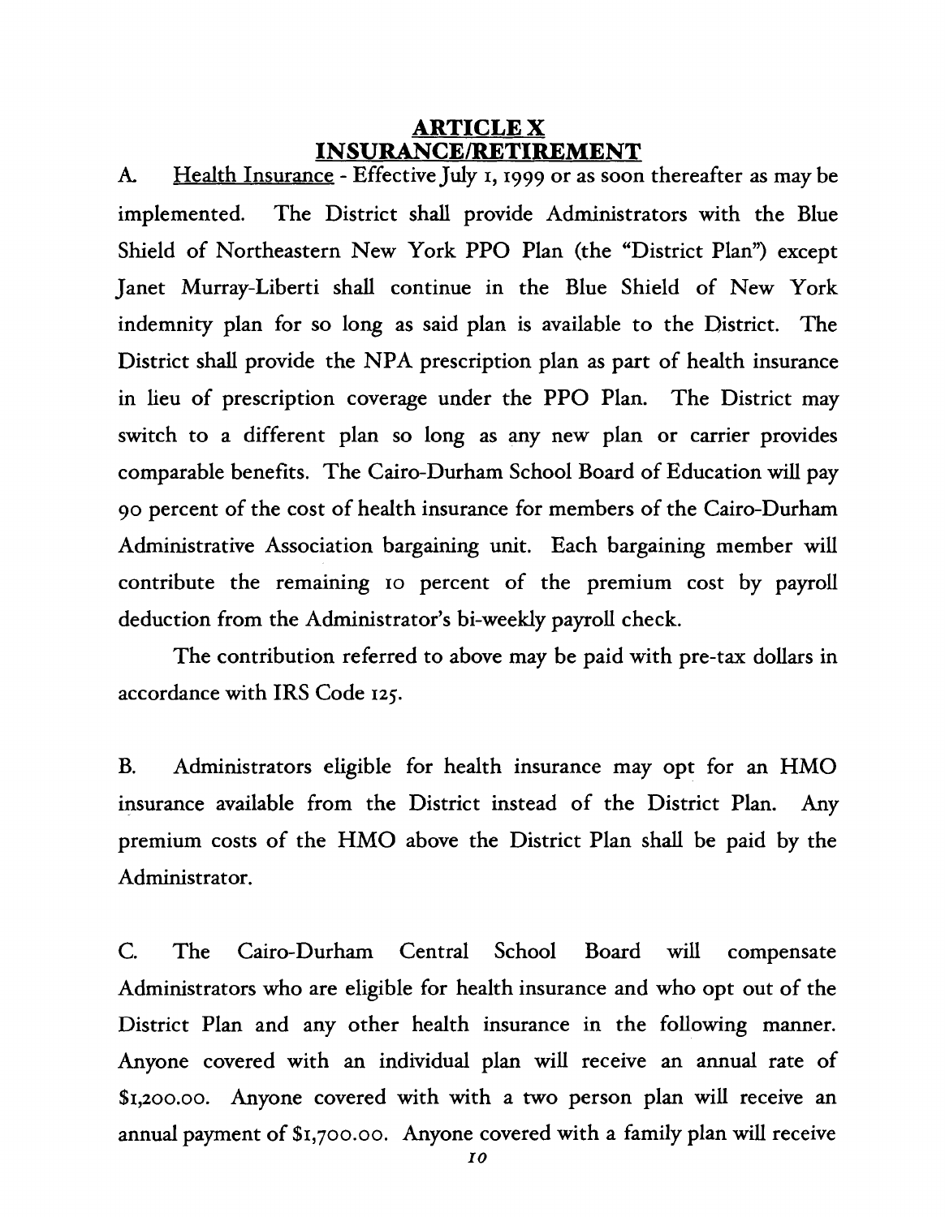# ARTICLE X
# INSURANCE/RETIREMENT

A. Health Insurance - Effective July 1, 1999 or as soon thereafter as may be implemented. The District shall provide Administrators with the Blue Shield of Northeastern New York PPO Plan (the "District Plan") except Janet Murray-Liberti shall continue in the Blue Shield of New York indemnity plan for so long as said plan is available to the District. The District shall provide the NPA prescription plan as part of health insurance in lieu of prescription coverage under the PPO Plan. The District may switch to a different plan so long as any new plan or carrier provides comparable benefits. The Cairo-Durham School Board of Education will pay 90 percent of the cost of health insurance for members of the Cairo-Durham Administrative Association bargaining unit. Each bargaining member will contribute the remaining 10 percent of the premium cost by payroll deduction from the Administrator's bi-weekly payroll check.

The contribution referred to above may be paid with pre-tax dollars in accordance with IRS Code 125.

B. Administrators eligible for health insurance may opt for an HMO insurance available from the District instead of the District Plan. Any premium costs of the HMO above the District Plan shall be paid by the Administrator.

C. The Cairo-Durham Central School Board will compensate Administrators who are eligible for health insurance and who opt out of the District Plan and any other health insurance in the following manner. Anyone covered with an individual plan will receive an annual rate of $1,200.00. Anyone covered with with a two person plan will receive an annual payment of $1,700.00. Anyone covered with a family plan will receive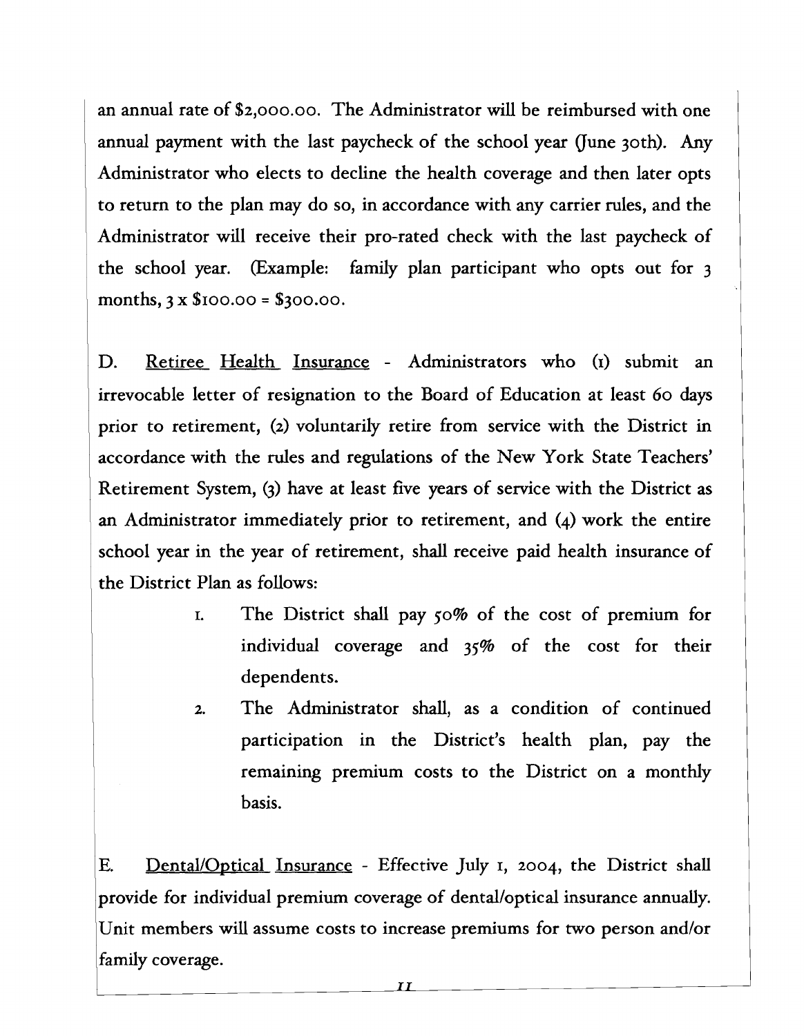an annual rate of $2,000.00. The Administrator will be reimbursed with one annual payment with the last paycheck of the school year (June 30th). Any Administrator who elects to decline the health coverage and then later opts to return to the plan may do so, in accordance with any carrier rules, and the Administrator will receive their pro-rated check with the last paycheck of the school year. (Example: family plan participant who opts out for 3 months, 3 x $100.00 = $300.00.

D. <u>Retiree Health Insurance</u> - Administrators who (1) submit an irrevocable letter of resignation to the Board of Education at least 60 days prior to retirement, (2) voluntarily retire from service with the District in accordance with the rules and regulations of the New York State Teachers' Retirement System, (3) have at least five years of service with the District as an Administrator immediately prior to retirement, and (4) work the entire school year in the year of retirement, shall receive paid health insurance of the District Plan as follows:

1. The District shall pay 50% of the cost of premium for individual coverage and 35% of the cost for their dependents.
2. The Administrator shall, as a condition of continued participation in the District's health plan, pay the remaining premium costs to the District on a monthly basis.

E. <u>Dental/Optical Insurance</u> - Effective July 1, 2004, the District shall provide for individual premium coverage of dental/optical insurance annually. Unit members will assume costs to increase premiums for two person and/or family coverage.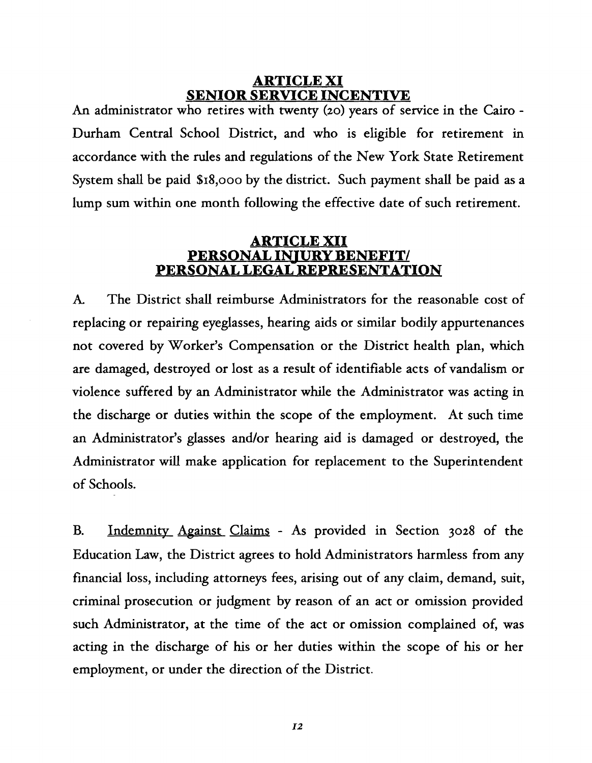## ARTICLE XI
## SENIOR SERVICE INCENTIVE

An administrator who retires with twenty (20) years of service in the Cairo - Durham Central School District, and who is eligible for retirement in accordance with the rules and regulations of the New York State Retirement System shall be paid $18,000 by the district. Such payment shall be paid as a lump sum within one month following the effective date of such retirement.

## ARTICLE XII
## PERSONAL INJURY BENEFIT/
## PERSONAL LEGAL REPRESENTATION

A. The District shall reimburse Administrators for the reasonable cost of replacing or repairing eyeglasses, hearing aids or similar bodily appurtenances not covered by Worker's Compensation or the District health plan, which are damaged, destroyed or lost as a result of identifiable acts of vandalism or violence suffered by an Administrator while the Administrator was acting in the discharge or duties within the scope of the employment. At such time an Administrator's glasses and/or hearing aid is damaged or destroyed, the Administrator will make application for replacement to the Superintendent of Schools.

B. Indemnity Against Claims - As provided in Section 3028 of the Education Law, the District agrees to hold Administrators harmless from any financial loss, including attorneys fees, arising out of any claim, demand, suit, criminal prosecution or judgment by reason of an act or omission provided such Administrator, at the time of the act or omission complained of, was acting in the discharge of his or her duties within the scope of his or her employment, or under the direction of the District.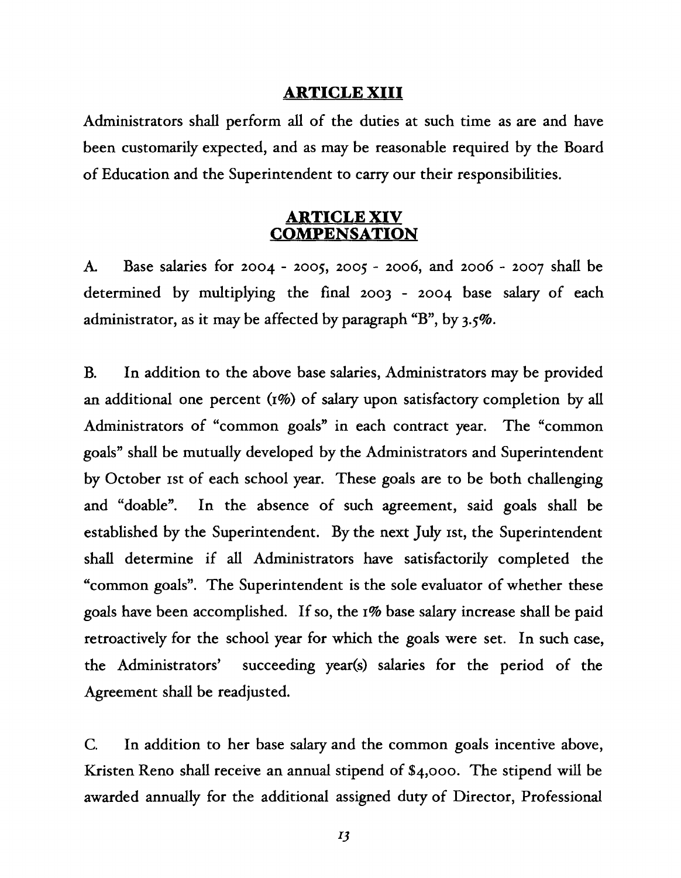## ARTICLE XIII

Administrators shall perform all of the duties at such time as are and have been customarily expected, and as may be reasonable required by the Board of Education and the Superintendent to carry our their responsibilities.

## ARTICLE XIV
## COMPENSATION

A. Base salaries for 2004 - 2005, 2005 - 2006, and 2006 - 2007 shall be determined by multiplying the final 2003 - 2004 base salary of each administrator, as it may be affected by paragraph "B", by 3.5%.

B. In addition to the above base salaries, Administrators may be provided an additional one percent (1%) of salary upon satisfactory completion by all Administrators of "common goals" in each contract year. The "common goals" shall be mutually developed by the Administrators and Superintendent by October 1st of each school year. These goals are to be both challenging and "doable". In the absence of such agreement, said goals shall be established by the Superintendent. By the next July 1st, the Superintendent shall determine if all Administrators have satisfactorily completed the "common goals". The Superintendent is the sole evaluator of whether these goals have been accomplished. If so, the 1% base salary increase shall be paid retroactively for the school year for which the goals were set. In such case, the Administrators' succeeding year(s) salaries for the period of the Agreement shall be readjusted.

C. In addition to her base salary and the common goals incentive above, Kristen Reno shall receive an annual stipend of $4,000. The stipend will be awarded annually for the additional assigned duty of Director, Professional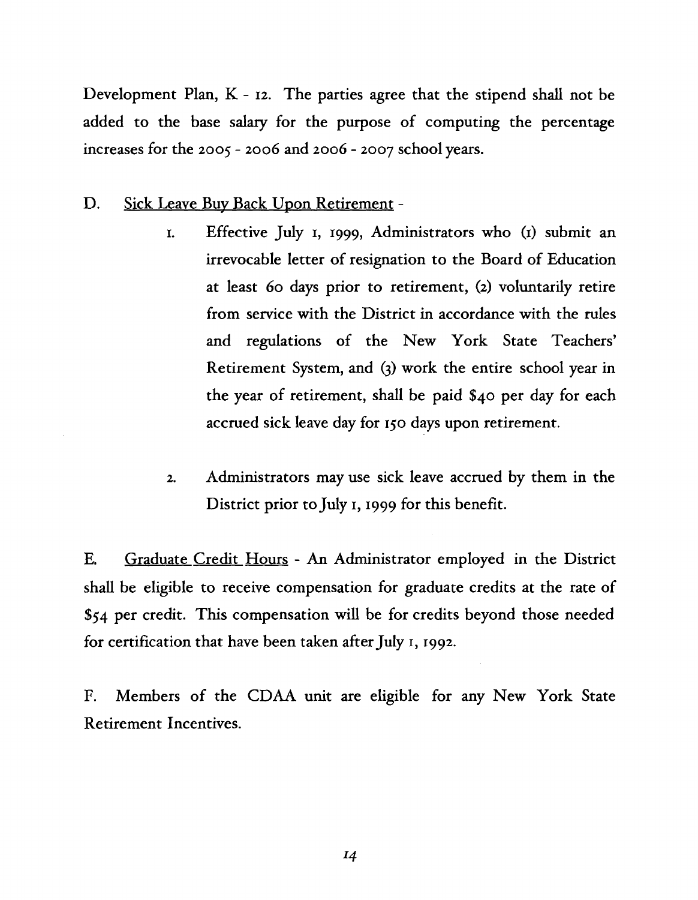Development Plan, K - 12. The parties agree that the stipend shall not be added to the base salary for the purpose of computing the percentage increases for the 2005 - 2006 and 2006 - 2007 school years.

D. Sick Leave Buy Back Upon Retirement -

1. Effective July 1, 1999, Administrators who (1) submit an irrevocable letter of resignation to the Board of Education at least 60 days prior to retirement, (2) voluntarily retire from service with the District in accordance with the rules and regulations of the New York State Teachers' Retirement System, and (3) work the entire school year in the year of retirement, shall be paid $40 per day for each accrued sick leave day for 150 days upon retirement.

2. Administrators may use sick leave accrued by them in the District prior to July 1, 1999 for this benefit.

E. Graduate Credit Hours - An Administrator employed in the District shall be eligible to receive compensation for graduate credits at the rate of $54 per credit. This compensation will be for credits beyond those needed for certification that have been taken after July 1, 1992.

F. Members of the CDAA unit are eligible for any New York State Retirement Incentives.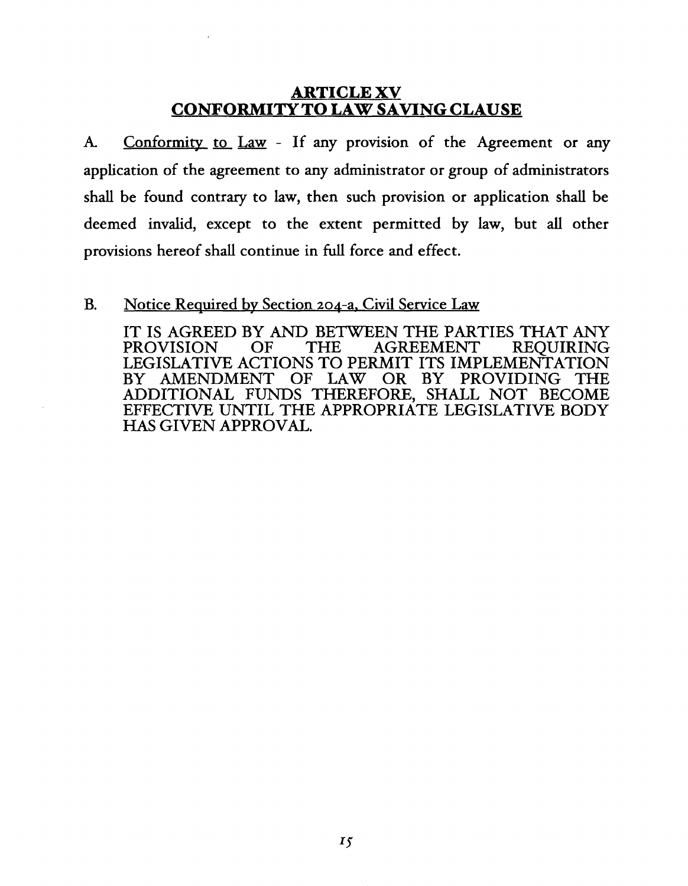# ARTICLE XV
# CONFORMITY TO LAW SAVING CLAUSE

A. Conformity to Law - If any provision of the Agreement or any application of the agreement to any administrator or group of administrators shall be found contrary to law, then such provision or application shall be deemed invalid, except to the extent permitted by law, but all other provisions hereof shall continue in full force and effect.

B. Notice Required by Section 204-a, Civil Service Law

IT IS AGREED BY AND BETWEEN THE PARTIES THAT ANY PROVISION OF THE AGREEMENT REQUIRING LEGISLATIVE ACTIONS TO PERMIT ITS IMPLEMENTATION BY AMENDMENT OF LAW OR BY PROVIDING THE ADDITIONAL FUNDS THEREFORE, SHALL NOT BECOME EFFECTIVE UNTIL THE APPROPRIATE LEGISLATIVE BODY HAS GIVEN APPROVAL.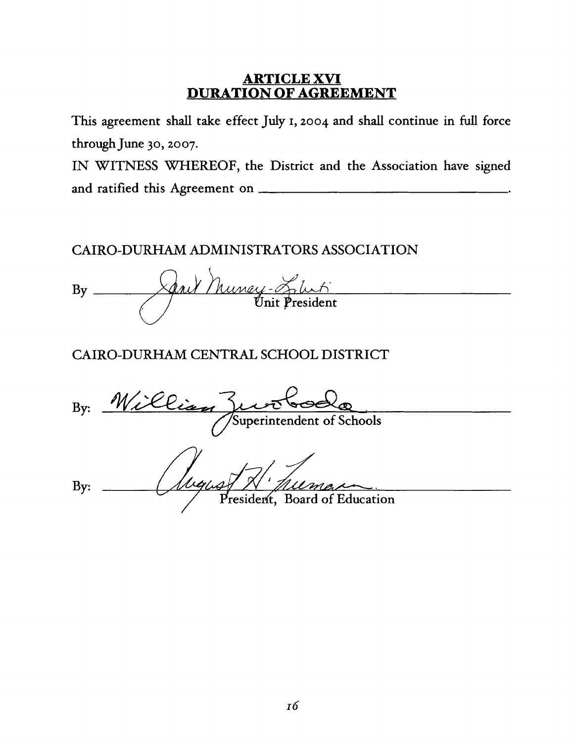## ARTICLE XVI
## DURATION OF AGREEMENT

This agreement shall take effect July 1, 2004 and shall continue in full force through June 30, 2007.

IN WITNESS WHEREOF, the District and the Association have signed and ratified this Agreement on ______________________________.

CAIRO-DURHAM ADMINISTRATORS ASSOCIATION

By ______________________________
Unit President

CAIRO-DURHAM CENTRAL SCHOOL DISTRICT

By: ______________________________
Superintendent of Schools

By: ______________________________
President, Board of Education